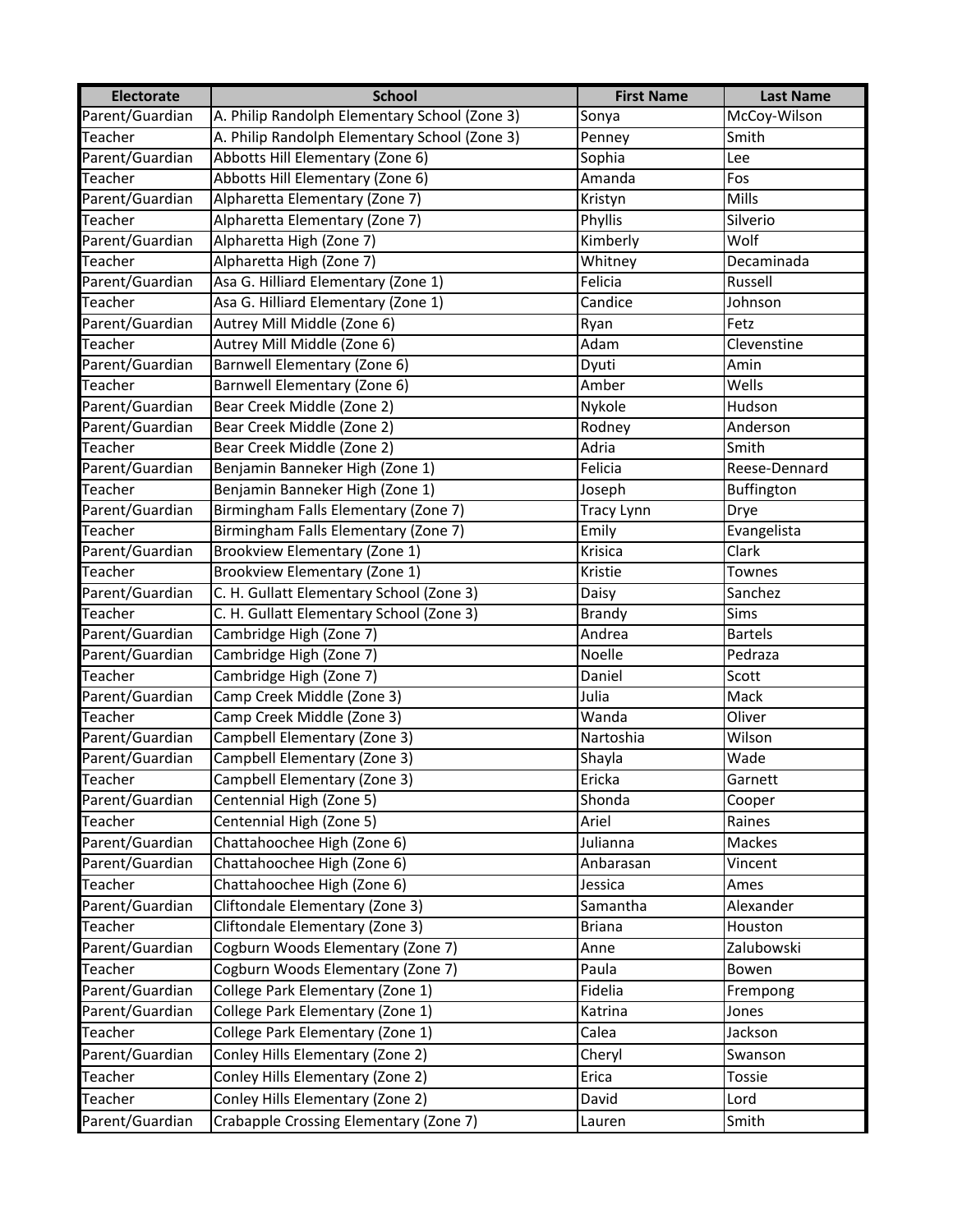| Electorate | School | First Name | Last Name |
|---|---|---|---|
| Parent/Guardian | A. Philip Randolph Elementary School (Zone 3) | Sonya | McCoy-Wilson |
| Teacher | A. Philip Randolph Elementary School (Zone 3) | Penney | Smith |
| Parent/Guardian | Abbotts Hill Elementary (Zone 6) | Sophia | Lee |
| Teacher | Abbotts Hill Elementary (Zone 6) | Amanda | Fos |
| Parent/Guardian | Alpharetta Elementary (Zone 7) | Kristyn | Mills |
| Teacher | Alpharetta Elementary (Zone 7) | Phyllis | Silverio |
| Parent/Guardian | Alpharetta High (Zone 7) | Kimberly | Wolf |
| Teacher | Alpharetta High (Zone 7) | Whitney | Decaminada |
| Parent/Guardian | Asa G. Hilliard Elementary (Zone 1) | Felicia | Russell |
| Teacher | Asa G. Hilliard Elementary (Zone 1) | Candice | Johnson |
| Parent/Guardian | Autrey Mill Middle (Zone 6) | Ryan | Fetz |
| Teacher | Autrey Mill Middle (Zone 6) | Adam | Clevenstine |
| Parent/Guardian | Barnwell Elementary (Zone 6) | Dyuti | Amin |
| Teacher | Barnwell Elementary (Zone 6) | Amber | Wells |
| Parent/Guardian | Bear Creek Middle (Zone 2) | Nykole | Hudson |
| Parent/Guardian | Bear Creek Middle (Zone 2) | Rodney | Anderson |
| Teacher | Bear Creek Middle (Zone 2) | Adria | Smith |
| Parent/Guardian | Benjamin Banneker High (Zone 1) | Felicia | Reese-Dennard |
| Teacher | Benjamin Banneker High (Zone 1) | Joseph | Buffington |
| Parent/Guardian | Birmingham Falls Elementary (Zone 7) | Tracy Lynn | Drye |
| Teacher | Birmingham Falls Elementary (Zone 7) | Emily | Evangelista |
| Parent/Guardian | Brookview Elementary (Zone 1) | Krisica | Clark |
| Teacher | Brookview Elementary (Zone 1) | Kristie | Townes |
| Parent/Guardian | C. H. Gullatt Elementary School (Zone 3) | Daisy | Sanchez |
| Teacher | C. H. Gullatt Elementary School (Zone 3) | Brandy | Sims |
| Parent/Guardian | Cambridge High (Zone 7) | Andrea | Bartels |
| Parent/Guardian | Cambridge High (Zone 7) | Noelle | Pedraza |
| Teacher | Cambridge High (Zone 7) | Daniel | Scott |
| Parent/Guardian | Camp Creek Middle (Zone 3) | Julia | Mack |
| Teacher | Camp Creek Middle (Zone 3) | Wanda | Oliver |
| Parent/Guardian | Campbell Elementary (Zone 3) | Nartoshia | Wilson |
| Parent/Guardian | Campbell Elementary (Zone 3) | Shayla | Wade |
| Teacher | Campbell Elementary (Zone 3) | Ericka | Garnett |
| Parent/Guardian | Centennial High (Zone 5) | Shonda | Cooper |
| Teacher | Centennial High (Zone 5) | Ariel | Raines |
| Parent/Guardian | Chattahoochee High (Zone 6) | Julianna | Mackes |
| Parent/Guardian | Chattahoochee High (Zone 6) | Anbarasan | Vincent |
| Teacher | Chattahoochee High (Zone 6) | Jessica | Ames |
| Parent/Guardian | Cliftondale Elementary (Zone 3) | Samantha | Alexander |
| Teacher | Cliftondale Elementary (Zone 3) | Briana | Houston |
| Parent/Guardian | Cogburn Woods Elementary (Zone 7) | Anne | Zalubowski |
| Teacher | Cogburn Woods Elementary (Zone 7) | Paula | Bowen |
| Parent/Guardian | College Park Elementary (Zone 1) | Fidelia | Frempong |
| Parent/Guardian | College Park Elementary (Zone 1) | Katrina | Jones |
| Teacher | College Park Elementary (Zone 1) | Calea | Jackson |
| Parent/Guardian | Conley Hills Elementary (Zone 2) | Cheryl | Swanson |
| Teacher | Conley Hills Elementary (Zone 2) | Erica | Tossie |
| Teacher | Conley Hills Elementary (Zone 2) | David | Lord |
| Parent/Guardian | Crabapple Crossing Elementary (Zone 7) | Lauren | Smith |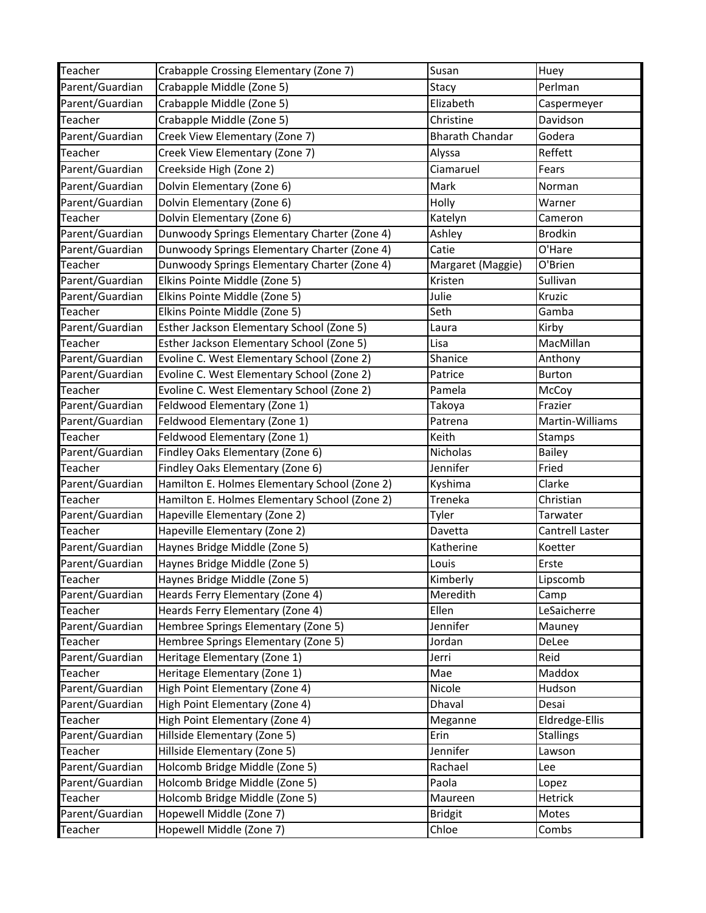| Teacher | Crabapple Crossing Elementary (Zone 7) | Susan | Huey |
|---|---|---|---|
| Parent/Guardian | Crabapple Middle (Zone 5) | Stacy | Perlman |
| Parent/Guardian | Crabapple Middle (Zone 5) | Elizabeth | Caspermeyer |
| Teacher | Crabapple Middle (Zone 5) | Christine | Davidson |
| Parent/Guardian | Creek View Elementary (Zone 7) | Bharath Chandar | Godera |
| Teacher | Creek View Elementary (Zone 7) | Alyssa | Reffett |
| Parent/Guardian | Creekside High (Zone 2) | Ciamaruel | Fears |
| Parent/Guardian | Dolvin Elementary (Zone 6) | Mark | Norman |
| Parent/Guardian | Dolvin Elementary (Zone 6) | Holly | Warner |
| Teacher | Dolvin Elementary (Zone 6) | Katelyn | Cameron |
| Parent/Guardian | Dunwoody Springs Elementary Charter (Zone 4) | Ashley | Brodkin |
| Parent/Guardian | Dunwoody Springs Elementary Charter (Zone 4) | Catie | O'Hare |
| Teacher | Dunwoody Springs Elementary Charter (Zone 4) | Margaret (Maggie) | O'Brien |
| Parent/Guardian | Elkins Pointe Middle (Zone 5) | Kristen | Sullivan |
| Parent/Guardian | Elkins Pointe Middle (Zone 5) | Julie | Kruzic |
| Teacher | Elkins Pointe Middle (Zone 5) | Seth | Gamba |
| Parent/Guardian | Esther Jackson Elementary School (Zone 5) | Laura | Kirby |
| Teacher | Esther Jackson Elementary School (Zone 5) | Lisa | MacMillan |
| Parent/Guardian | Evoline C. West Elementary School (Zone 2) | Shanice | Anthony |
| Parent/Guardian | Evoline C. West Elementary School (Zone 2) | Patrice | Burton |
| Teacher | Evoline C. West Elementary School (Zone 2) | Pamela | McCoy |
| Parent/Guardian | Feldwood Elementary (Zone 1) | Takoya | Frazier |
| Parent/Guardian | Feldwood Elementary (Zone 1) | Patrena | Martin-Williams |
| Teacher | Feldwood Elementary (Zone 1) | Keith | Stamps |
| Parent/Guardian | Findley Oaks Elementary (Zone 6) | Nicholas | Bailey |
| Teacher | Findley Oaks Elementary (Zone 6) | Jennifer | Fried |
| Parent/Guardian | Hamilton E. Holmes Elementary School (Zone 2) | Kyshima | Clarke |
| Teacher | Hamilton E. Holmes Elementary School (Zone 2) | Treneka | Christian |
| Parent/Guardian | Hapeville Elementary (Zone 2) | Tyler | Tarwater |
| Teacher | Hapeville Elementary (Zone 2) | Davetta | Cantrell Laster |
| Parent/Guardian | Haynes Bridge Middle (Zone 5) | Katherine | Koetter |
| Parent/Guardian | Haynes Bridge Middle (Zone 5) | Louis | Erste |
| Teacher | Haynes Bridge Middle (Zone 5) | Kimberly | Lipscomb |
| Parent/Guardian | Heards Ferry Elementary (Zone 4) | Meredith | Camp |
| Teacher | Heards Ferry Elementary (Zone 4) | Ellen | LeSaicherre |
| Parent/Guardian | Hembree Springs Elementary (Zone 5) | Jennifer | Mauney |
| Teacher | Hembree Springs Elementary (Zone 5) | Jordan | DeLee |
| Parent/Guardian | Heritage Elementary (Zone 1) | Jerri | Reid |
| Teacher | Heritage Elementary (Zone 1) | Mae | Maddox |
| Parent/Guardian | High Point Elementary (Zone 4) | Nicole | Hudson |
| Parent/Guardian | High Point Elementary (Zone 4) | Dhaval | Desai |
| Teacher | High Point Elementary (Zone 4) | Meganne | Eldredge-Ellis |
| Parent/Guardian | Hillside Elementary (Zone 5) | Erin | Stallings |
| Teacher | Hillside Elementary (Zone 5) | Jennifer | Lawson |
| Parent/Guardian | Holcomb Bridge Middle (Zone 5) | Rachael | Lee |
| Parent/Guardian | Holcomb Bridge Middle (Zone 5) | Paola | Lopez |
| Teacher | Holcomb Bridge Middle (Zone 5) | Maureen | Hetrick |
| Parent/Guardian | Hopewell Middle (Zone 7) | Bridgit | Motes |
| Teacher | Hopewell Middle (Zone 7) | Chloe | Combs |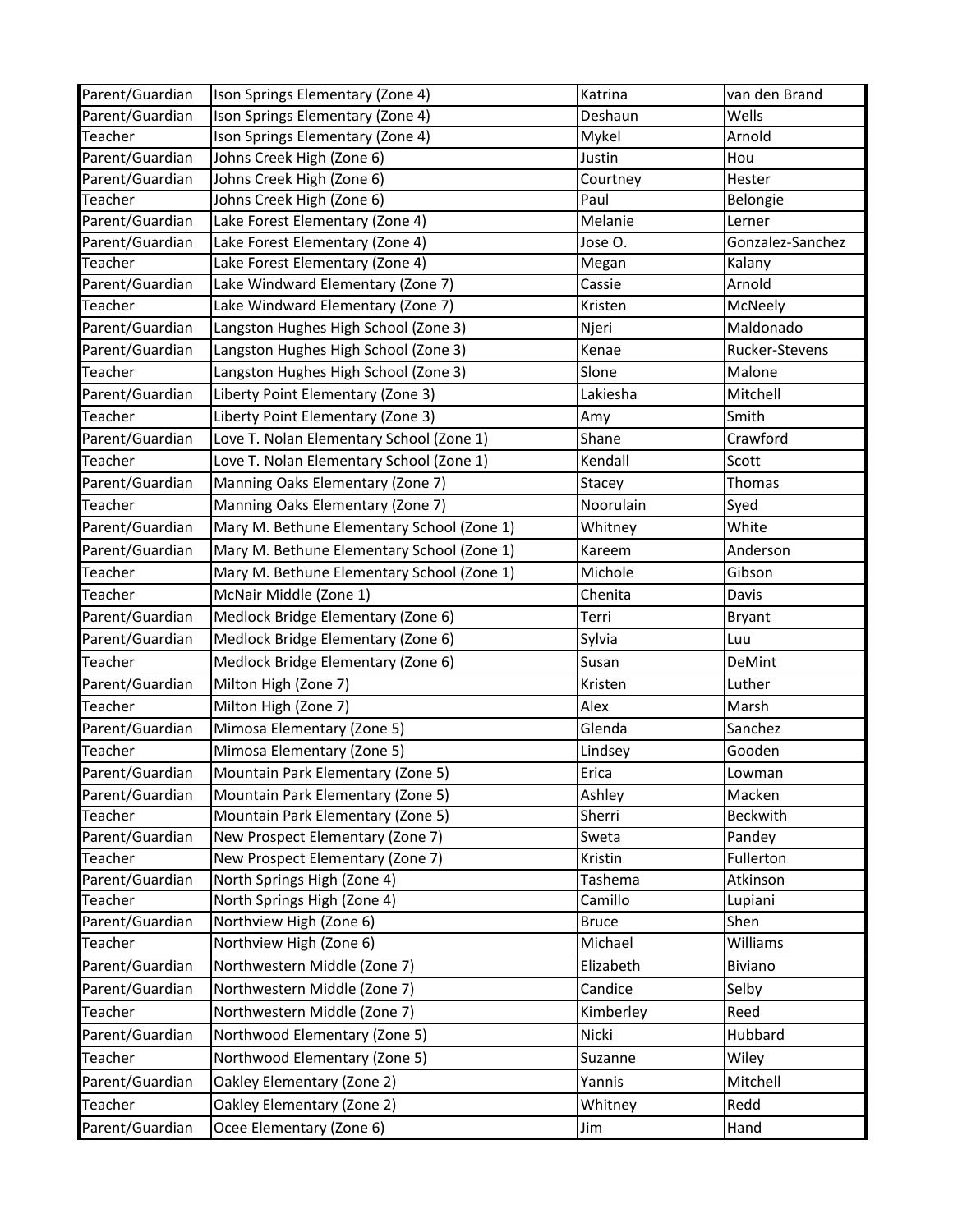| Parent/Guardian | Ison Springs Elementary (Zone 4) | Katrina | van den Brand |
|---|---|---|---|
| Parent/Guardian | Ison Springs Elementary (Zone 4) | Deshaun | Wells |
| Teacher | Ison Springs Elementary (Zone 4) | Mykel | Arnold |
| Parent/Guardian | Johns Creek High (Zone 6) | Justin | Hou |
| Parent/Guardian | Johns Creek High (Zone 6) | Courtney | Hester |
| Teacher | Johns Creek High (Zone 6) | Paul | Belongie |
| Parent/Guardian | Lake Forest Elementary (Zone 4) | Melanie | Lerner |
| Parent/Guardian | Lake Forest Elementary (Zone 4) | Jose O. | Gonzalez-Sanchez |
| Teacher | Lake Forest Elementary (Zone 4) | Megan | Kalany |
| Parent/Guardian | Lake Windward Elementary (Zone 7) | Cassie | Arnold |
| Teacher | Lake Windward Elementary (Zone 7) | Kristen | McNeely |
| Parent/Guardian | Langston Hughes High School (Zone 3) | Njeri | Maldonado |
| Parent/Guardian | Langston Hughes High School (Zone 3) | Kenae | Rucker-Stevens |
| Teacher | Langston Hughes High School (Zone 3) | Slone | Malone |
| Parent/Guardian | Liberty Point Elementary (Zone 3) | Lakiesha | Mitchell |
| Teacher | Liberty Point Elementary (Zone 3) | Amy | Smith |
| Parent/Guardian | Love T. Nolan Elementary School (Zone 1) | Shane | Crawford |
| Teacher | Love T. Nolan Elementary School (Zone 1) | Kendall | Scott |
| Parent/Guardian | Manning Oaks Elementary (Zone 7) | Stacey | Thomas |
| Teacher | Manning Oaks Elementary (Zone 7) | Noorulain | Syed |
| Parent/Guardian | Mary M. Bethune Elementary School (Zone 1) | Whitney | White |
| Parent/Guardian | Mary M. Bethune Elementary School (Zone 1) | Kareem | Anderson |
| Teacher | Mary M. Bethune Elementary School (Zone 1) | Michole | Gibson |
| Teacher | McNair Middle (Zone 1) | Chenita | Davis |
| Parent/Guardian | Medlock Bridge Elementary (Zone 6) | Terri | Bryant |
| Parent/Guardian | Medlock Bridge Elementary (Zone 6) | Sylvia | Luu |
| Teacher | Medlock Bridge Elementary (Zone 6) | Susan | DeMint |
| Parent/Guardian | Milton High (Zone 7) | Kristen | Luther |
| Teacher | Milton High (Zone 7) | Alex | Marsh |
| Parent/Guardian | Mimosa Elementary (Zone 5) | Glenda | Sanchez |
| Teacher | Mimosa Elementary (Zone 5) | Lindsey | Gooden |
| Parent/Guardian | Mountain Park Elementary (Zone 5) | Erica | Lowman |
| Parent/Guardian | Mountain Park Elementary (Zone 5) | Ashley | Macken |
| Teacher | Mountain Park Elementary (Zone 5) | Sherri | Beckwith |
| Parent/Guardian | New Prospect Elementary (Zone 7) | Sweta | Pandey |
| Teacher | New Prospect Elementary (Zone 7) | Kristin | Fullerton |
| Parent/Guardian | North Springs High (Zone 4) | Tashema | Atkinson |
| Teacher | North Springs High (Zone 4) | Camillo | Lupiani |
| Parent/Guardian | Northview High (Zone 6) | Bruce | Shen |
| Teacher | Northview High (Zone 6) | Michael | Williams |
| Parent/Guardian | Northwestern Middle (Zone 7) | Elizabeth | Biviano |
| Parent/Guardian | Northwestern Middle (Zone 7) | Candice | Selby |
| Teacher | Northwestern Middle (Zone 7) | Kimberley | Reed |
| Parent/Guardian | Northwood Elementary (Zone 5) | Nicki | Hubbard |
| Teacher | Northwood Elementary (Zone 5) | Suzanne | Wiley |
| Parent/Guardian | Oakley Elementary (Zone 2) | Yannis | Mitchell |
| Teacher | Oakley Elementary (Zone 2) | Whitney | Redd |
| Parent/Guardian | Ocee Elementary (Zone 6) | Jim | Hand |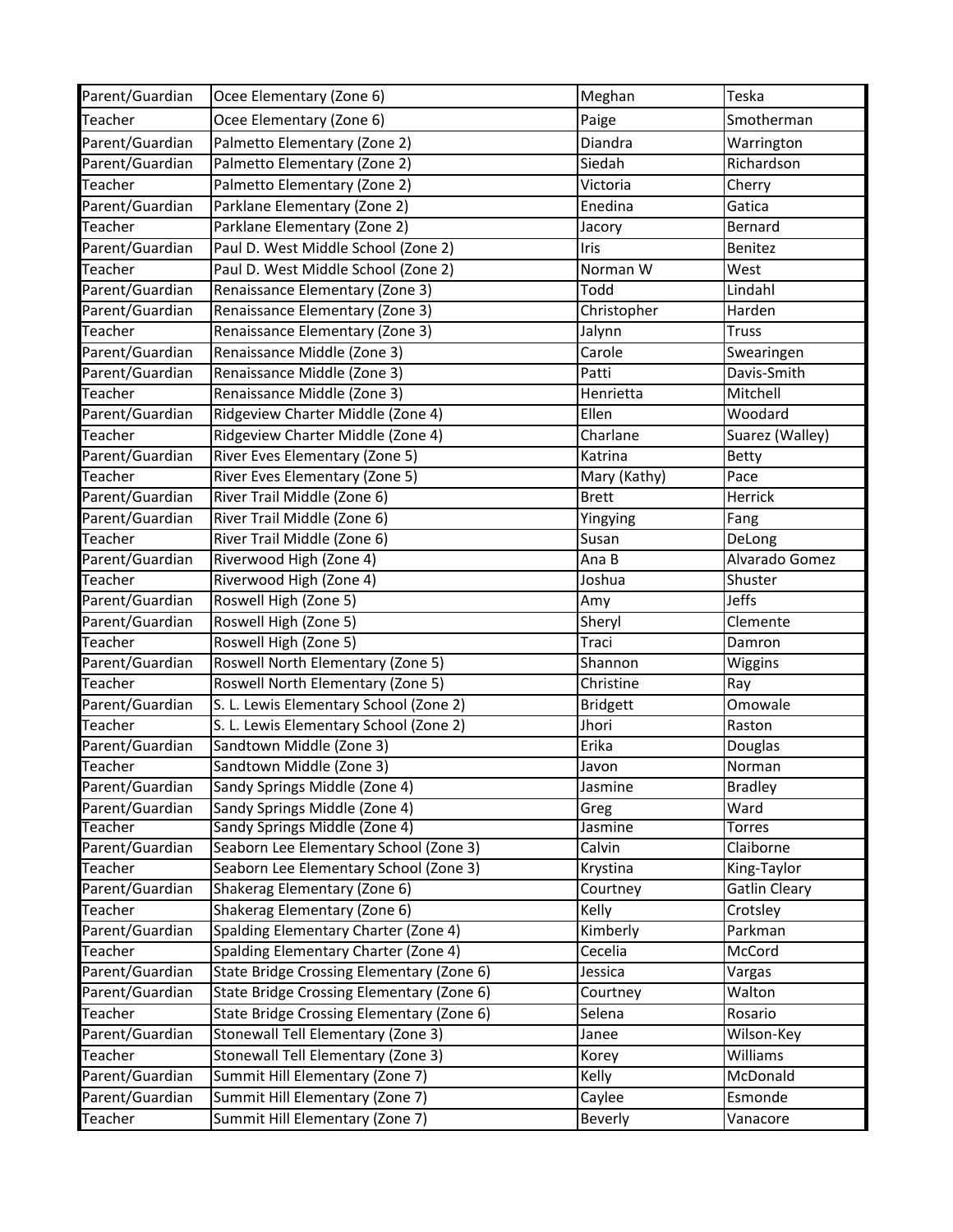| Parent/Guardian | Ocee Elementary (Zone 6) | Meghan | Teska |
|---|---|---|---|
| Teacher | Ocee Elementary (Zone 6) | Paige | Smotherman |
| Parent/Guardian | Palmetto Elementary (Zone 2) | Diandra | Warrington |
| Parent/Guardian | Palmetto Elementary (Zone 2) | Siedah | Richardson |
| Teacher | Palmetto Elementary (Zone 2) | Victoria | Cherry |
| Parent/Guardian | Parklane Elementary (Zone 2) | Enedina | Gatica |
| Teacher | Parklane Elementary (Zone 2) | Jacory | Bernard |
| Parent/Guardian | Paul D. West Middle School (Zone 2) | Iris | Benitez |
| Teacher | Paul D. West Middle School (Zone 2) | Norman W | West |
| Parent/Guardian | Renaissance Elementary (Zone 3) | Todd | Lindahl |
| Parent/Guardian | Renaissance Elementary (Zone 3) | Christopher | Harden |
| Teacher | Renaissance Elementary (Zone 3) | Jalynn | Truss |
| Parent/Guardian | Renaissance Middle (Zone 3) | Carole | Swearingen |
| Parent/Guardian | Renaissance Middle (Zone 3) | Patti | Davis-Smith |
| Teacher | Renaissance Middle (Zone 3) | Henrietta | Mitchell |
| Parent/Guardian | Ridgeview Charter Middle (Zone 4) | Ellen | Woodard |
| Teacher | Ridgeview Charter Middle (Zone 4) | Charlane | Suarez (Walley) |
| Parent/Guardian | River Eves Elementary (Zone 5) | Katrina | Betty |
| Teacher | River Eves Elementary (Zone 5) | Mary (Kathy) | Pace |
| Parent/Guardian | River Trail Middle (Zone 6) | Brett | Herrick |
| Parent/Guardian | River Trail Middle (Zone 6) | Yingying | Fang |
| Teacher | River Trail Middle (Zone 6) | Susan | DeLong |
| Parent/Guardian | Riverwood High (Zone 4) | Ana B | Alvarado Gomez |
| Teacher | Riverwood High (Zone 4) | Joshua | Shuster |
| Parent/Guardian | Roswell High (Zone 5) | Amy | Jeffs |
| Parent/Guardian | Roswell High (Zone 5) | Sheryl | Clemente |
| Teacher | Roswell High (Zone 5) | Traci | Damron |
| Parent/Guardian | Roswell North Elementary (Zone 5) | Shannon | Wiggins |
| Teacher | Roswell North Elementary (Zone 5) | Christine | Ray |
| Parent/Guardian | S. L. Lewis Elementary School (Zone 2) | Bridgett | Omowale |
| Teacher | S. L. Lewis Elementary School (Zone 2) | Jhori | Raston |
| Parent/Guardian | Sandtown Middle (Zone 3) | Erika | Douglas |
| Teacher | Sandtown Middle (Zone 3) | Javon | Norman |
| Parent/Guardian | Sandy Springs Middle (Zone 4) | Jasmine | Bradley |
| Parent/Guardian | Sandy Springs Middle (Zone 4) | Greg | Ward |
| Teacher | Sandy Springs Middle (Zone 4) | Jasmine | Torres |
| Parent/Guardian | Seaborn Lee Elementary School (Zone 3) | Calvin | Claiborne |
| Teacher | Seaborn Lee Elementary School (Zone 3) | Krystina | King-Taylor |
| Parent/Guardian | Shakerag Elementary (Zone 6) | Courtney | Gatlin Cleary |
| Teacher | Shakerag Elementary (Zone 6) | Kelly | Crotsley |
| Parent/Guardian | Spalding Elementary Charter (Zone 4) | Kimberly | Parkman |
| Teacher | Spalding Elementary Charter (Zone 4) | Cecelia | McCord |
| Parent/Guardian | State Bridge Crossing Elementary (Zone 6) | Jessica | Vargas |
| Parent/Guardian | State Bridge Crossing Elementary (Zone 6) | Courtney | Walton |
| Teacher | State Bridge Crossing Elementary (Zone 6) | Selena | Rosario |
| Parent/Guardian | Stonewall Tell Elementary (Zone 3) | Janee | Wilson-Key |
| Teacher | Stonewall Tell Elementary (Zone 3) | Korey | Williams |
| Parent/Guardian | Summit Hill Elementary (Zone 7) | Kelly | McDonald |
| Parent/Guardian | Summit Hill Elementary (Zone 7) | Caylee | Esmonde |
| Teacher | Summit Hill Elementary (Zone 7) | Beverly | Vanacore |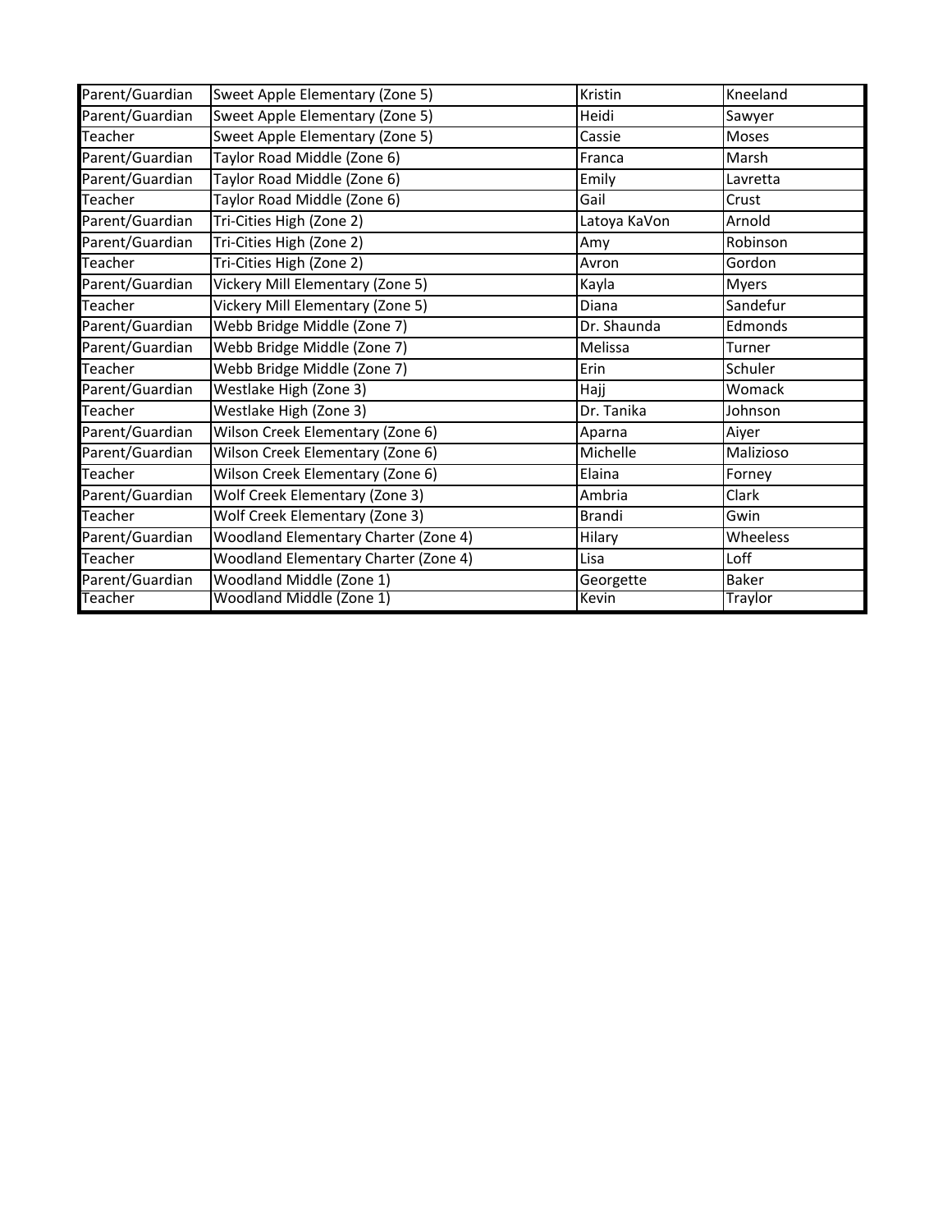| | | | |
|---|---|---|---|
| Parent/Guardian | Sweet Apple Elementary (Zone 5) | Kristin | Kneeland |
| Parent/Guardian | Sweet Apple Elementary (Zone 5) | Heidi | Sawyer |
| Teacher | Sweet Apple Elementary (Zone 5) | Cassie | Moses |
| Parent/Guardian | Taylor Road Middle (Zone 6) | Franca | Marsh |
| Parent/Guardian | Taylor Road Middle (Zone 6) | Emily | Lavretta |
| Teacher | Taylor Road Middle (Zone 6) | Gail | Crust |
| Parent/Guardian | Tri-Cities High (Zone 2) | Latoya KaVon | Arnold |
| Parent/Guardian | Tri-Cities High (Zone 2) | Amy | Robinson |
| Teacher | Tri-Cities High (Zone 2) | Avron | Gordon |
| Parent/Guardian | Vickery Mill Elementary (Zone 5) | Kayla | Myers |
| Teacher | Vickery Mill Elementary (Zone 5) | Diana | Sandefur |
| Parent/Guardian | Webb Bridge Middle (Zone 7) | Dr. Shaunda | Edmonds |
| Parent/Guardian | Webb Bridge Middle (Zone 7) | Melissa | Turner |
| Teacher | Webb Bridge Middle (Zone 7) | Erin | Schuler |
| Parent/Guardian | Westlake High (Zone 3) | Hajj | Womack |
| Teacher | Westlake High (Zone 3) | Dr. Tanika | Johnson |
| Parent/Guardian | Wilson Creek Elementary (Zone 6) | Aparna | Aiyer |
| Parent/Guardian | Wilson Creek Elementary (Zone 6) | Michelle | Malizioso |
| Teacher | Wilson Creek Elementary (Zone 6) | Elaina | Forney |
| Parent/Guardian | Wolf Creek Elementary (Zone 3) | Ambria | Clark |
| Teacher | Wolf Creek Elementary (Zone 3) | Brandi | Gwin |
| Parent/Guardian | Woodland Elementary Charter (Zone 4) | Hilary | Wheeless |
| Teacher | Woodland Elementary Charter (Zone 4) | Lisa | Loff |
| Parent/Guardian | Woodland Middle (Zone 1) | Georgette | Baker |
| Teacher | Woodland Middle (Zone 1) | Kevin | Traylor |